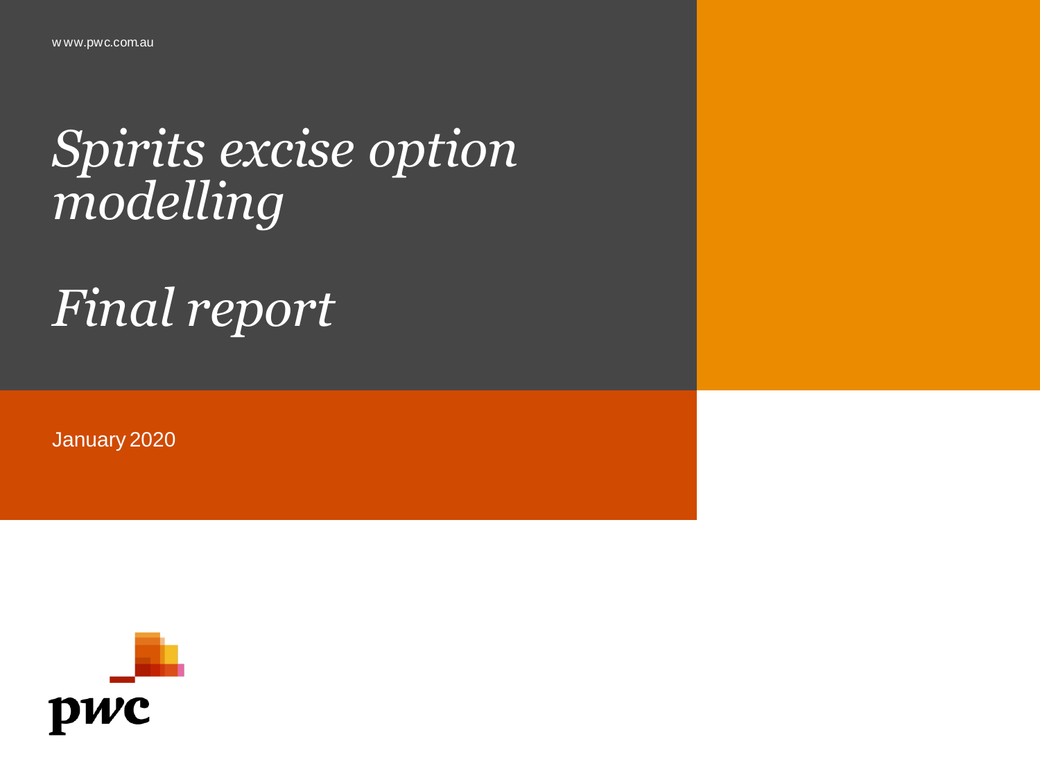www.pwc.com.au

# *Spirits excise option modelling*

# *Final report*

January 2020

pwc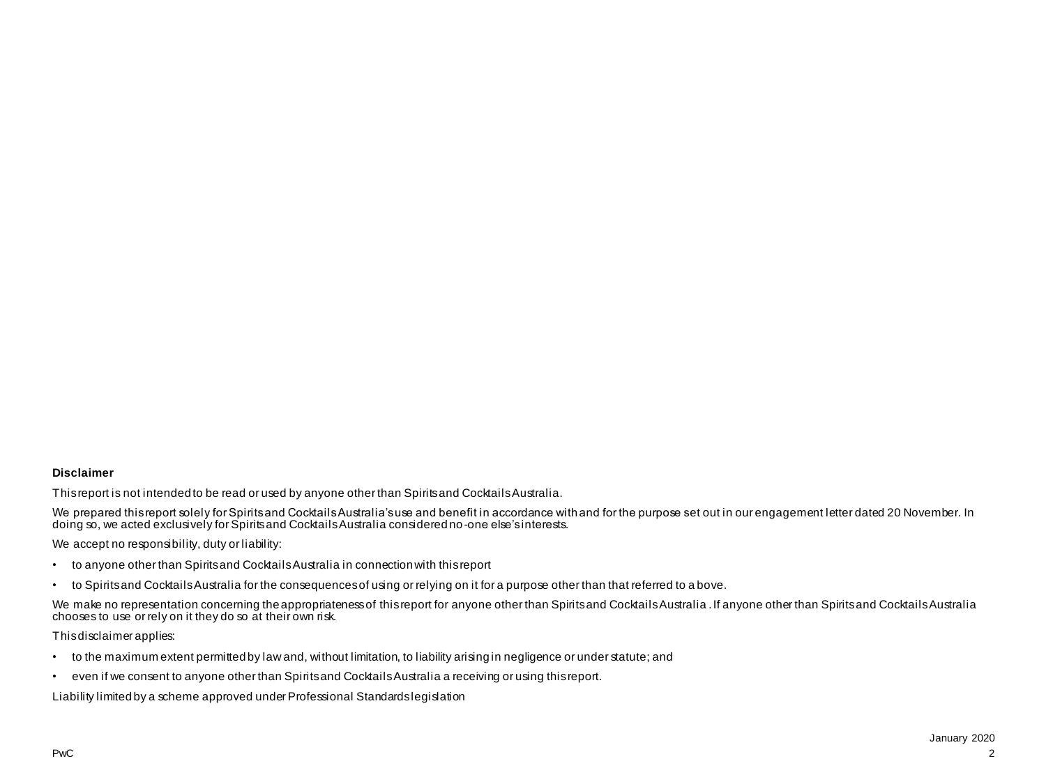**Disclaimer**

This report is not intended to be read or used by anyone other than Spirits and Cocktails Australia.

We prepared this report solely for Spirits and Cocktails Australia's use and benefit in accordance with and for the purpose set out in our engagement letter dated 20 November. In doing so, we acted exclusively for Spirits and Cocktails Australia considered no-one else's interests.

We accept no responsibility, duty or liability:

- to anyone other than Spirits and Cocktails Australia in connection with this report
- to Spirits and Cocktails Australia for the consequences of using or relying on it for a purpose other than that referred to above.

We make no representation concerning the appropriateness of this report for anyone other than Spirits and Cocktails Australia . If anyone other than Spirits and Cocktails Australia chooses to use or rely on it they do so at their own risk.

This disclaimer applies:

- to the maximum extent permitted by law and, without limitation, to liability arising in negligence or under statute; and
- even if we consent to anyone other than Spirits and Cocktails Australia a receiving or using this report.

Liability limited by a scheme approved under Professional Standards legislation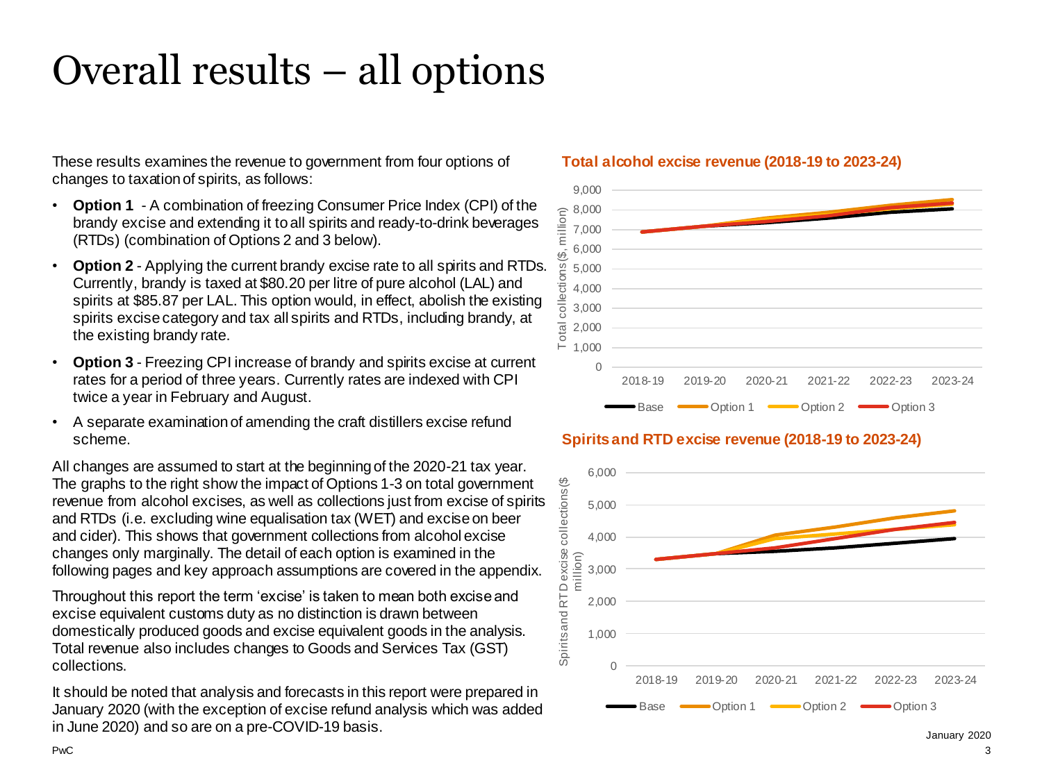# Overall results – all options

These results examines the revenue to government from four options of changes to taxation of spirits, as follows:

- **Option 1** - A combination of freezing Consumer Price Index (CPI) of the brandy excise and extending it to all spirits and ready-to-drink beverages (RTDs) (combination of Options 2 and 3 below).
- **Option 2** - Applying the current brandy excise rate to all spirits and RTDs. Currently, brandy is taxed at $80.20 per litre of pure alcohol (LAL) and spirits at $85.87 per LAL. This option would, in effect, abolish the existing spirits excise category and tax all spirits and RTDs, including brandy, at the existing brandy rate.
- **Option 3** - Freezing CPI increase of brandy and spirits excise at current rates for a period of three years. Currently rates are indexed with CPI twice a year in February and August.
- A separate examination of amending the craft distillers excise refund scheme.

All changes are assumed to start at the beginning of the 2020-21 tax year. The graphs to the right show the impact of Options 1-3 on total government revenue from alcohol excises, as well as collections just from excise of spirits and RTDs (i.e. excluding wine equalisation tax (WET) and excise on beer and cider). This shows that government collections from alcohol excise changes only marginally. The detail of each option is examined in the following pages and key approach assumptions are covered in the appendix.

Throughout this report the term 'excise' is taken to mean both excise and excise equivalent customs duty as no distinction is drawn between domestically produced goods and excise equivalent goods in the analysis. Total revenue also includes changes to Goods and Services Tax (GST) collections.

It should be noted that analysis and forecasts in this report were prepared in January 2020 (with the exception of excise refund analysis which was added in June 2020) and so are on a pre-COVID-19 basis.

**Total alcohol excise revenue (2018-19 to 2023-24)**

Total collections ($, million) — 0 to 9,000; years 2018-19 to 2023-24; series: Base, Option 1, Option 2, Option 3

**Spirits and RTD excise revenue (2018-19 to 2023-24)**

Spirits and RTD excise collections ($ million) — 0 to 6,000; years 2018-19 to 2023-24; series: Base, Option 1, Option 2, Option 3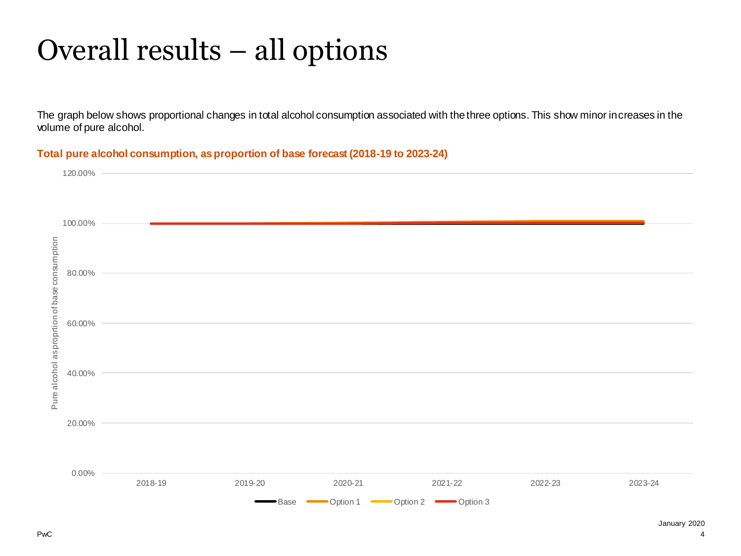# Overall results – all options

The graph below shows proportional changes in total alcohol consumption associated with the three options. This show minor increases in the volume of pure alcohol.

**Total pure alcohol consumption, as proportion of base forecast (2018-19 to 2023-24)**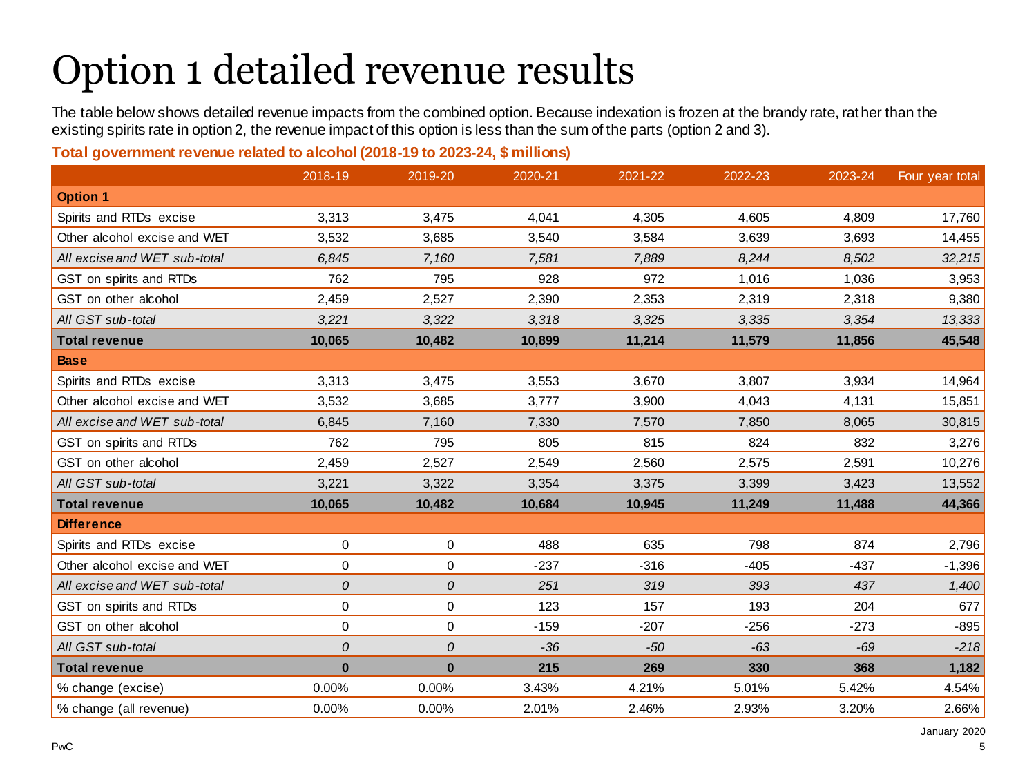# Option 1 detailed revenue results

The table below shows detailed revenue impacts from the combined option. Because indexation is frozen at the brandy rate, rather than the existing spirits rate in option 2, the revenue impact of this option is less than the sum of the parts (option 2 and 3).

**Total government revenue related to alcohol (2018-19 to 2023-24, $ millions)**

| | 2018-19 | 2019-20 | 2020-21 | 2021-22 | 2022-23 | 2023-24 | Four year total |
|---|---|---|---|---|---|---|---|
| **Option 1** | | | | | | | |
| Spirits and RTDs excise | 3,313 | 3,475 | 4,041 | 4,305 | 4,605 | 4,809 | 17,760 |
| Other alcohol excise and WET | 3,532 | 3,685 | 3,540 | 3,584 | 3,639 | 3,693 | 14,455 |
| *All excise and WET sub-total* | *6,845* | *7,160* | *7,581* | *7,889* | *8,244* | *8,502* | *32,215* |
| GST on spirits and RTDs | 762 | 795 | 928 | 972 | 1,016 | 1,036 | 3,953 |
| GST on other alcohol | 2,459 | 2,527 | 2,390 | 2,353 | 2,319 | 2,318 | 9,380 |
| *All GST sub-total* | *3,221* | *3,322* | *3,318* | *3,325* | *3,335* | *3,354* | *13,333* |
| **Total revenue** | **10,065** | **10,482** | **10,899** | **11,214** | **11,579** | **11,856** | **45,548** |
| **Base** | | | | | | | |
| Spirits and RTDs excise | 3,313 | 3,475 | 3,553 | 3,670 | 3,807 | 3,934 | 14,964 |
| Other alcohol excise and WET | 3,532 | 3,685 | 3,777 | 3,900 | 4,043 | 4,131 | 15,851 |
| *All excise and WET sub-total* | *6,845* | *7,160* | *7,330* | *7,570* | *7,850* | *8,065* | *30,815* |
| GST on spirits and RTDs | 762 | 795 | 805 | 815 | 824 | 832 | 3,276 |
| GST on other alcohol | 2,459 | 2,527 | 2,549 | 2,560 | 2,575 | 2,591 | 10,276 |
| *All GST sub-total* | *3,221* | *3,322* | *3,354* | *3,375* | *3,399* | *3,423* | *13,552* |
| **Total revenue** | **10,065** | **10,482** | **10,684** | **10,945** | **11,249** | **11,488** | **44,366** |
| **Difference** | | | | | | | |
| Spirits and RTDs excise | 0 | 0 | 488 | 635 | 798 | 874 | 2,796 |
| Other alcohol excise and WET | 0 | 0 | -237 | -316 | -405 | -437 | -1,396 |
| *All excise and WET sub-total* | *0* | *0* | *251* | *319* | *393* | *437* | *1,400* |
| GST on spirits and RTDs | 0 | 0 | 123 | 157 | 193 | 204 | 677 |
| GST on other alcohol | 0 | 0 | -159 | -207 | -256 | -273 | -895 |
| *All GST sub-total* | *0* | *0* | *-36* | *-50* | *-63* | *-69* | *-218* |
| **Total revenue** | **0** | **0** | **215** | **269** | **330** | **368** | **1,182** |
| % change (excise) | 0.00% | 0.00% | 3.43% | 4.21% | 5.01% | 5.42% | 4.54% |
| % change (all revenue) | 0.00% | 0.00% | 2.01% | 2.46% | 2.93% | 3.20% | 2.66% |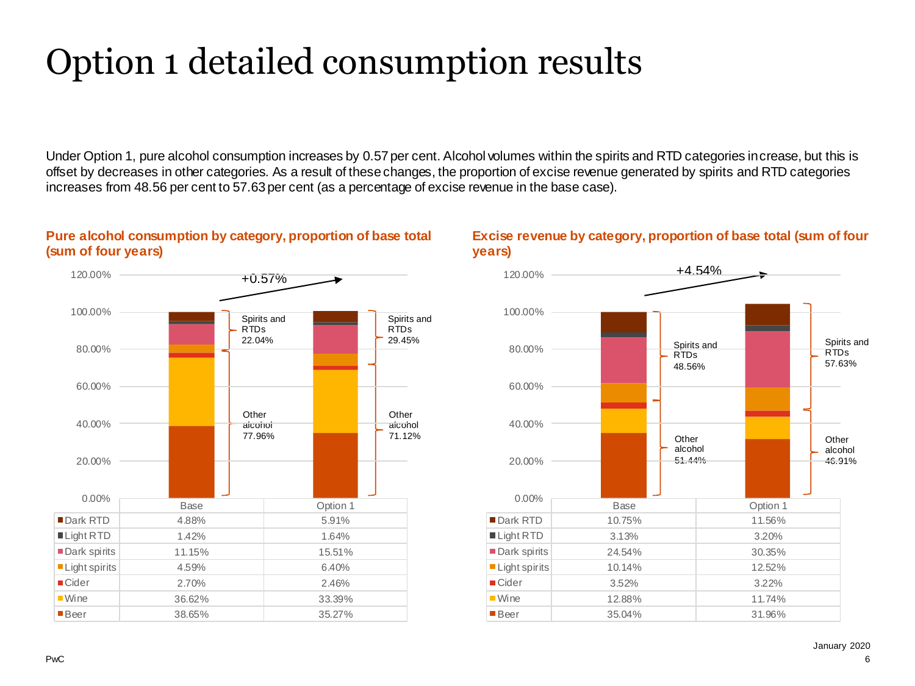# Option 1 detailed consumption results

Under Option 1, pure alcohol consumption increases by 0.57 per cent. Alcohol volumes within the spirits and RTD categories increase, but this is offset by decreases in other categories. As a result of these changes, the proportion of excise revenue generated by spirits and RTD categories increases from 48.56 per cent to 57.63 per cent (as a percentage of excise revenue in the base case).

**Pure alcohol consumption by category, proportion of base total (sum of four years)**

+0.57%

| | Base | Option 1 |
|---|---|---|
| Dark RTD | 4.88% | 5.91% |
| Light RTD | 1.42% | 1.64% |
| Dark spirits | 11.15% | 15.51% |
| Light spirits | 4.59% | 6.40% |
| Cider | 2.70% | 2.46% |
| Wine | 36.62% | 33.39% |
| Beer | 38.65% | 35.27% |
| Spirits and RTDs | 22.04% | 29.45% |
| Other alcohol | 77.96% | 71.12% |

**Excise revenue by category, proportion of base total (sum of four years)**

+4.54%

| | Base | Option 1 |
|---|---|---|
| Dark RTD | 10.75% | 11.56% |
| Light RTD | 3.13% | 3.20% |
| Dark spirits | 24.54% | 30.35% |
| Light spirits | 10.14% | 12.52% |
| Cider | 3.52% | 3.22% |
| Wine | 12.88% | 11.74% |
| Beer | 35.04% | 31.96% |
| Spirits and RTDs | 48.56% | 57.63% |
| Other alcohol | 51.44% | 46.91% |

January 2020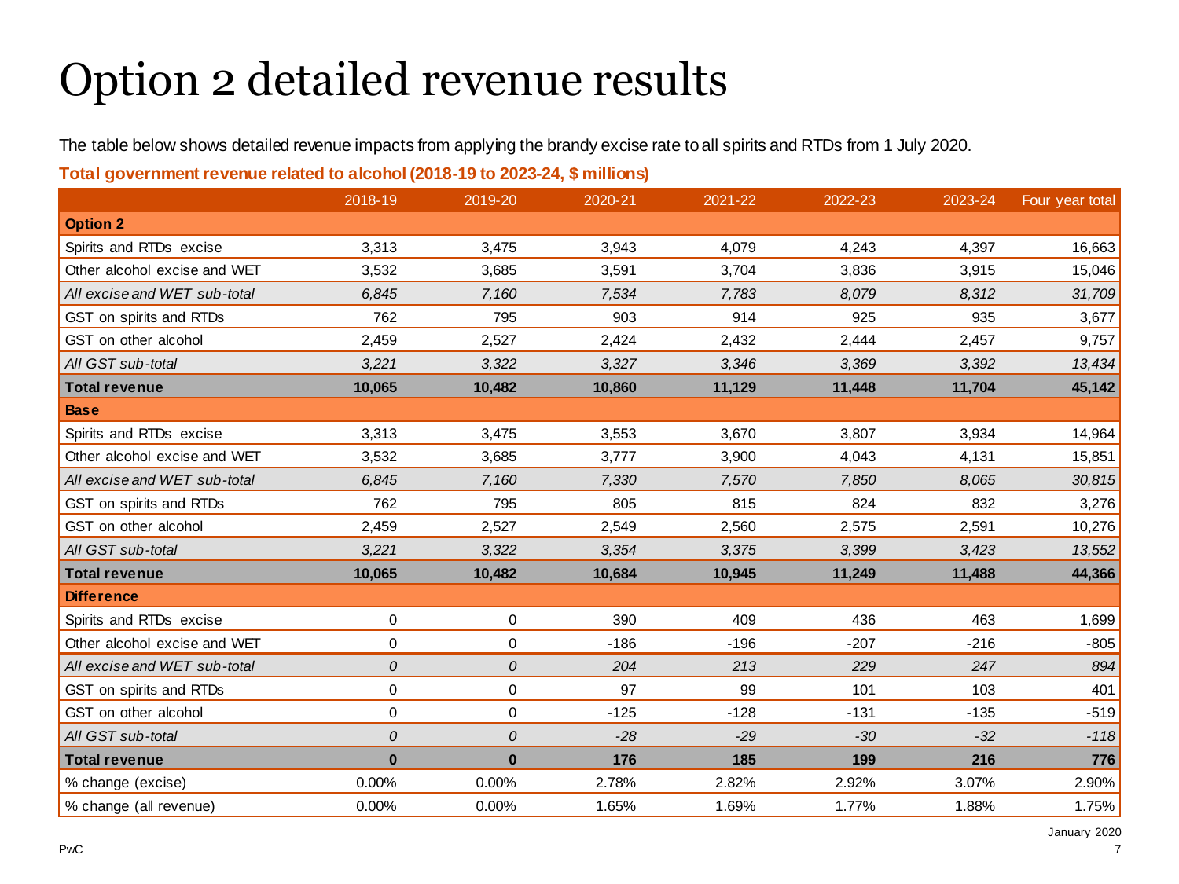# Option 2 detailed revenue results

The table below shows detailed revenue impacts from applying the brandy excise rate to all spirits and RTDs from 1 July 2020.

**Total government revenue related to alcohol (2018-19 to 2023-24, $ millions)**

| | 2018-19 | 2019-20 | 2020-21 | 2021-22 | 2022-23 | 2023-24 | Four year total |
|---|---|---|---|---|---|---|---|
| **Option 2** | | | | | | | |
| Spirits and RTDs excise | 3,313 | 3,475 | 3,943 | 4,079 | 4,243 | 4,397 | 16,663 |
| Other alcohol excise and WET | 3,532 | 3,685 | 3,591 | 3,704 | 3,836 | 3,915 | 15,046 |
| *All excise and WET sub-total* | *6,845* | *7,160* | *7,534* | *7,783* | *8,079* | *8,312* | *31,709* |
| GST on spirits and RTDs | 762 | 795 | 903 | 914 | 925 | 935 | 3,677 |
| GST on other alcohol | 2,459 | 2,527 | 2,424 | 2,432 | 2,444 | 2,457 | 9,757 |
| *All GST sub-total* | *3,221* | *3,322* | *3,327* | *3,346* | *3,369* | *3,392* | *13,434* |
| **Total revenue** | **10,065** | **10,482** | **10,860** | **11,129** | **11,448** | **11,704** | **45,142** |
| **Base** | | | | | | | |
| Spirits and RTDs excise | 3,313 | 3,475 | 3,553 | 3,670 | 3,807 | 3,934 | 14,964 |
| Other alcohol excise and WET | 3,532 | 3,685 | 3,777 | 3,900 | 4,043 | 4,131 | 15,851 |
| *All excise and WET sub-total* | *6,845* | *7,160* | *7,330* | *7,570* | *7,850* | *8,065* | *30,815* |
| GST on spirits and RTDs | 762 | 795 | 805 | 815 | 824 | 832 | 3,276 |
| GST on other alcohol | 2,459 | 2,527 | 2,549 | 2,560 | 2,575 | 2,591 | 10,276 |
| *All GST sub-total* | *3,221* | *3,322* | *3,354* | *3,375* | *3,399* | *3,423* | *13,552* |
| **Total revenue** | **10,065** | **10,482** | **10,684** | **10,945** | **11,249** | **11,488** | **44,366** |
| **Difference** | | | | | | | |
| Spirits and RTDs excise | 0 | 0 | 390 | 409 | 436 | 463 | 1,699 |
| Other alcohol excise and WET | 0 | 0 | -186 | -196 | -207 | -216 | -805 |
| *All excise and WET sub-total* | *0* | *0* | *204* | *213* | *229* | *247* | *894* |
| GST on spirits and RTDs | 0 | 0 | 97 | 99 | 101 | 103 | 401 |
| GST on other alcohol | 0 | 0 | -125 | -128 | -131 | -135 | -519 |
| *All GST sub-total* | *0* | *0* | *-28* | *-29* | *-30* | *-32* | *-118* |
| **Total revenue** | **0** | **0** | **176** | **185** | **199** | **216** | **776** |
| % change (excise) | 0.00% | 0.00% | 2.78% | 2.82% | 2.92% | 3.07% | 2.90% |
| % change (all revenue) | 0.00% | 0.00% | 1.65% | 1.69% | 1.77% | 1.88% | 1.75% |

January 2020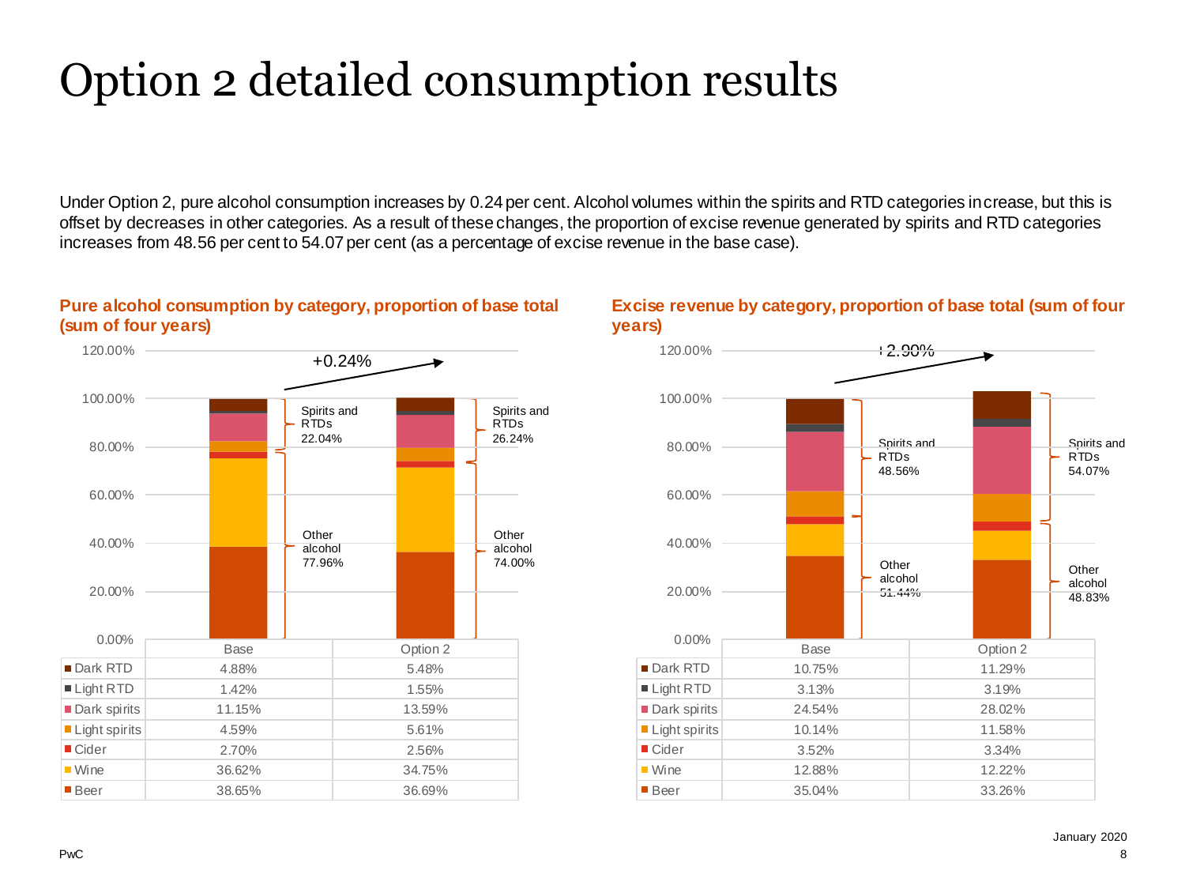# Option 2 detailed consumption results

Under Option 2, pure alcohol consumption increases by 0.24 per cent. Alcohol volumes within the spirits and RTD categories increase, but this is offset by decreases in other categories. As a result of these changes, the proportion of excise revenue generated by spirits and RTD categories increases from 48.56 per cent to 54.07 per cent (as a percentage of excise revenue in the base case).

**Pure alcohol consumption by category, proportion of base total (sum of four years)**

+0.24%

| | Base | Option 2 |
|---|---|---|
| Dark RTD | 4.88% | 5.48% |
| Light RTD | 1.42% | 1.55% |
| Dark spirits | 11.15% | 13.59% |
| Light spirits | 4.59% | 5.61% |
| Cider | 2.70% | 2.56% |
| Wine | 36.62% | 34.75% |
| Beer | 38.65% | 36.69% |
| Spirits and RTDs | 22.04% | 26.24% |
| Other alcohol | 77.96% | 74.00% |

**Excise revenue by category, proportion of base total (sum of four years)**

+2.90%

| | Base | Option 2 |
|---|---|---|
| Dark RTD | 10.75% | 11.29% |
| Light RTD | 3.13% | 3.19% |
| Dark spirits | 24.54% | 28.02% |
| Light spirits | 10.14% | 11.58% |
| Cider | 3.52% | 3.34% |
| Wine | 12.88% | 12.22% |
| Beer | 35.04% | 33.26% |
| Spirits and RTDs | 48.56% | 54.07% |
| Other alcohol | 51.44% | 48.83% |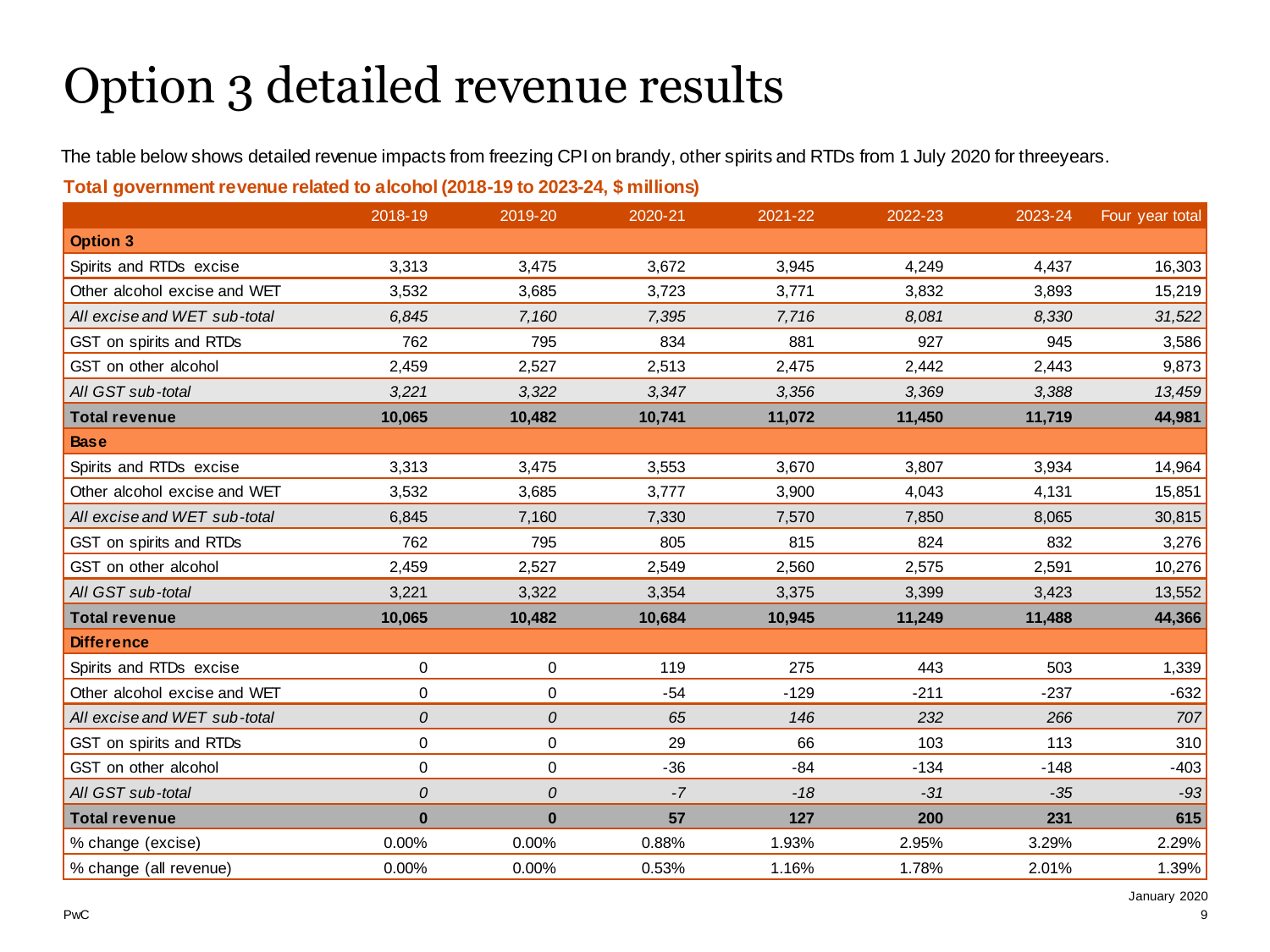# Option 3 detailed revenue results

The table below shows detailed revenue impacts from freezing CPI on brandy, other spirits and RTDs from 1 July 2020 for threeyears.

**Total government revenue related to alcohol (2018-19 to 2023-24, $ millions)**

| | 2018-19 | 2019-20 | 2020-21 | 2021-22 | 2022-23 | 2023-24 | Four year total |
|---|---|---|---|---|---|---|---|
| **Option 3** | | | | | | | |
| Spirits and RTDs excise | 3,313 | 3,475 | 3,672 | 3,945 | 4,249 | 4,437 | 16,303 |
| Other alcohol excise and WET | 3,532 | 3,685 | 3,723 | 3,771 | 3,832 | 3,893 | 15,219 |
| *All excise and WET sub-total* | *6,845* | *7,160* | *7,395* | *7,716* | *8,081* | *8,330* | *31,522* |
| GST on spirits and RTDs | 762 | 795 | 834 | 881 | 927 | 945 | 3,586 |
| GST on other alcohol | 2,459 | 2,527 | 2,513 | 2,475 | 2,442 | 2,443 | 9,873 |
| *All GST sub-total* | *3,221* | *3,322* | *3,347* | *3,356* | *3,369* | *3,388* | *13,459* |
| **Total revenue** | **10,065** | **10,482** | **10,741** | **11,072** | **11,450** | **11,719** | **44,981** |
| **Base** | | | | | | | |
| Spirits and RTDs excise | 3,313 | 3,475 | 3,553 | 3,670 | 3,807 | 3,934 | 14,964 |
| Other alcohol excise and WET | 3,532 | 3,685 | 3,777 | 3,900 | 4,043 | 4,131 | 15,851 |
| *All excise and WET sub-total* | 6,845 | 7,160 | 7,330 | 7,570 | 7,850 | 8,065 | 30,815 |
| GST on spirits and RTDs | 762 | 795 | 805 | 815 | 824 | 832 | 3,276 |
| GST on other alcohol | 2,459 | 2,527 | 2,549 | 2,560 | 2,575 | 2,591 | 10,276 |
| *All GST sub-total* | 3,221 | 3,322 | 3,354 | 3,375 | 3,399 | 3,423 | 13,552 |
| **Total revenue** | **10,065** | **10,482** | **10,684** | **10,945** | **11,249** | **11,488** | **44,366** |
| **Difference** | | | | | | | |
| Spirits and RTDs excise | 0 | 0 | 119 | 275 | 443 | 503 | 1,339 |
| Other alcohol excise and WET | 0 | 0 | -54 | -129 | -211 | -237 | -632 |
| *All excise and WET sub-total* | *0* | *0* | *65* | *146* | *232* | *266* | *707* |
| GST on spirits and RTDs | 0 | 0 | 29 | 66 | 103 | 113 | 310 |
| GST on other alcohol | 0 | 0 | -36 | -84 | -134 | -148 | -403 |
| *All GST sub-total* | *0* | *0* | *-7* | *-18* | *-31* | *-35* | *-93* |
| **Total revenue** | **0** | **0** | **57** | **127** | **200** | **231** | **615** |
| % change (excise) | 0.00% | 0.00% | 0.88% | 1.93% | 2.95% | 3.29% | 2.29% |
| % change (all revenue) | 0.00% | 0.00% | 0.53% | 1.16% | 1.78% | 2.01% | 1.39% |

January 2020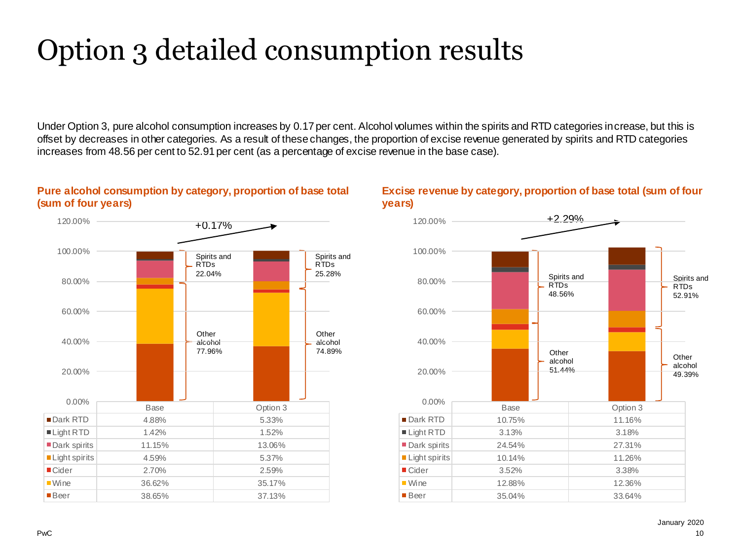# Option 3 detailed consumption results

Under Option 3, pure alcohol consumption increases by 0.17 per cent. Alcohol volumes within the spirits and RTD categories increase, but this is offset by decreases in other categories. As a result of these changes, the proportion of excise revenue generated by spirits and RTD categories increases from 48.56 per cent to 52.91 per cent (as a percentage of excise revenue in the base case).

**Pure alcohol consumption by category, proportion of base total (sum of four years)**

+0.17%

| | Base | Option 3 |
|---|---|---|
| Dark RTD | 4.88% | 5.33% |
| Light RTD | 1.42% | 1.52% |
| Dark spirits | 11.15% | 13.06% |
| Light spirits | 4.59% | 5.37% |
| Cider | 2.70% | 2.59% |
| Wine | 36.62% | 35.17% |
| Beer | 38.65% | 37.13% |
| Spirits and RTDs | 22.04% | 25.28% |
| Other alcohol | 77.96% | 74.89% |

**Excise revenue by category, proportion of base total (sum of four years)**

+2.29%

| | Base | Option 3 |
|---|---|---|
| Dark RTD | 10.75% | 11.16% |
| Light RTD | 3.13% | 3.18% |
| Dark spirits | 24.54% | 27.31% |
| Light spirits | 10.14% | 11.26% |
| Cider | 3.52% | 3.38% |
| Wine | 12.88% | 12.36% |
| Beer | 35.04% | 33.64% |
| Spirits and RTDs | 48.56% | 52.91% |
| Other alcohol | 51.44% | 49.39% |

January 2020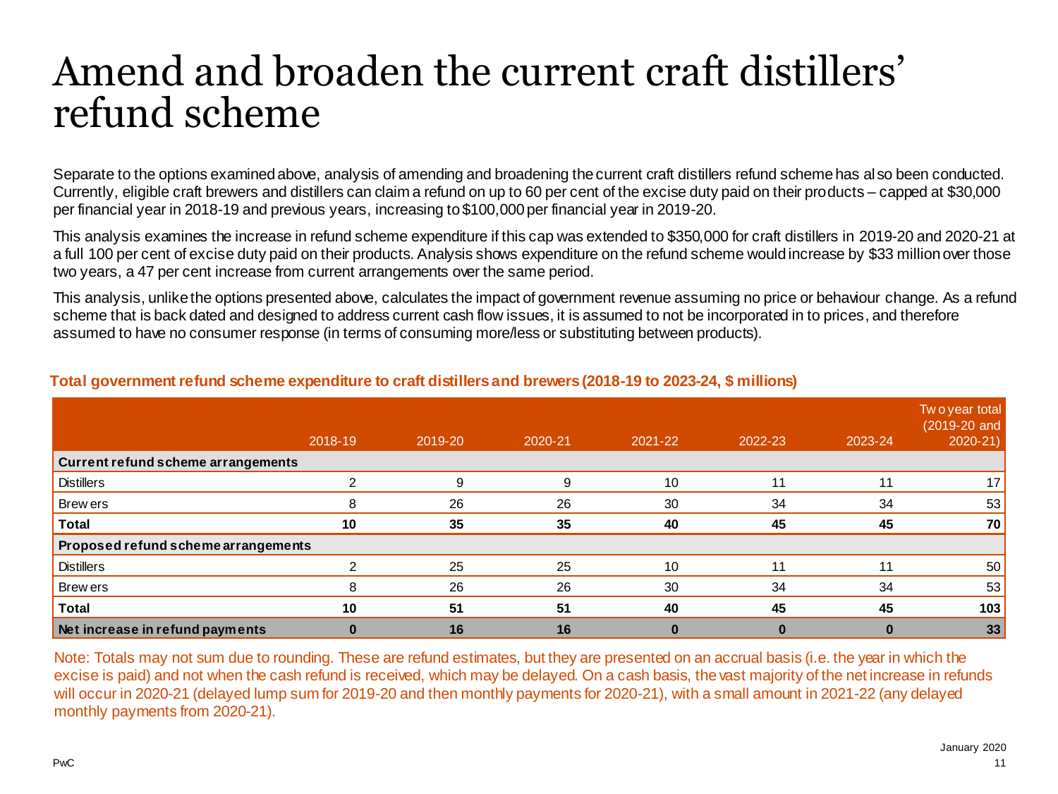# Amend and broaden the current craft distillers' refund scheme

Separate to the options examined above, analysis of amending and broadening the current craft distillers refund scheme has also been conducted. Currently, eligible craft brewers and distillers can claim a refund on up to 60 per cent of the excise duty paid on their products – capped at $30,000 per financial year in 2018-19 and previous years, increasing to $100,000 per financial year in 2019-20.

This analysis examines the increase in refund scheme expenditure if this cap was extended to $350,000 for craft distillers in 2019-20 and 2020-21 at a full 100 per cent of excise duty paid on their products. Analysis shows expenditure on the refund scheme would increase by $33 million over those two years, a 47 per cent increase from current arrangements over the same period.

This analysis, unlike the options presented above, calculates the impact of government revenue assuming no price or behaviour change. As a refund scheme that is back dated and designed to address current cash flow issues, it is assumed to not be incorporated in to prices, and therefore assumed to have no consumer response (in terms of consuming more/less or substituting between products).

**Total government refund scheme expenditure to craft distillers and brewers (2018-19 to 2023-24, $ millions)**

| | 2018-19 | 2019-20 | 2020-21 | 2021-22 | 2022-23 | 2023-24 | Two year total (2019-20 and 2020-21) |
|---|---|---|---|---|---|---|---|
| **Current refund scheme arrangements** | | | | | | | |
| Distillers | 2 | 9 | 9 | 10 | 11 | 11 | 17 |
| Brewers | 8 | 26 | 26 | 30 | 34 | 34 | 53 |
| **Total** | **10** | **35** | **35** | **40** | **45** | **45** | **70** |
| **Proposed refund scheme arrangements** | | | | | | | |
| Distillers | 2 | 25 | 25 | 10 | 11 | 11 | 50 |
| Brewers | 8 | 26 | 26 | 30 | 34 | 34 | 53 |
| **Total** | **10** | **51** | **51** | **40** | **45** | **45** | **103** |
| **Net increase in refund payments** | **0** | **16** | **16** | **0** | **0** | **0** | **33** |

Note: Totals may not sum due to rounding. These are refund estimates, but they are presented on an accrual basis (i.e. the year in which the excise is paid) and not when the cash refund is received, which may be delayed. On a cash basis, the vast majority of the net increase in refunds will occur in 2020-21 (delayed lump sum for 2019-20 and then monthly payments for 2020-21), with a small amount in 2021-22 (any delayed monthly payments from 2020-21).

January 2020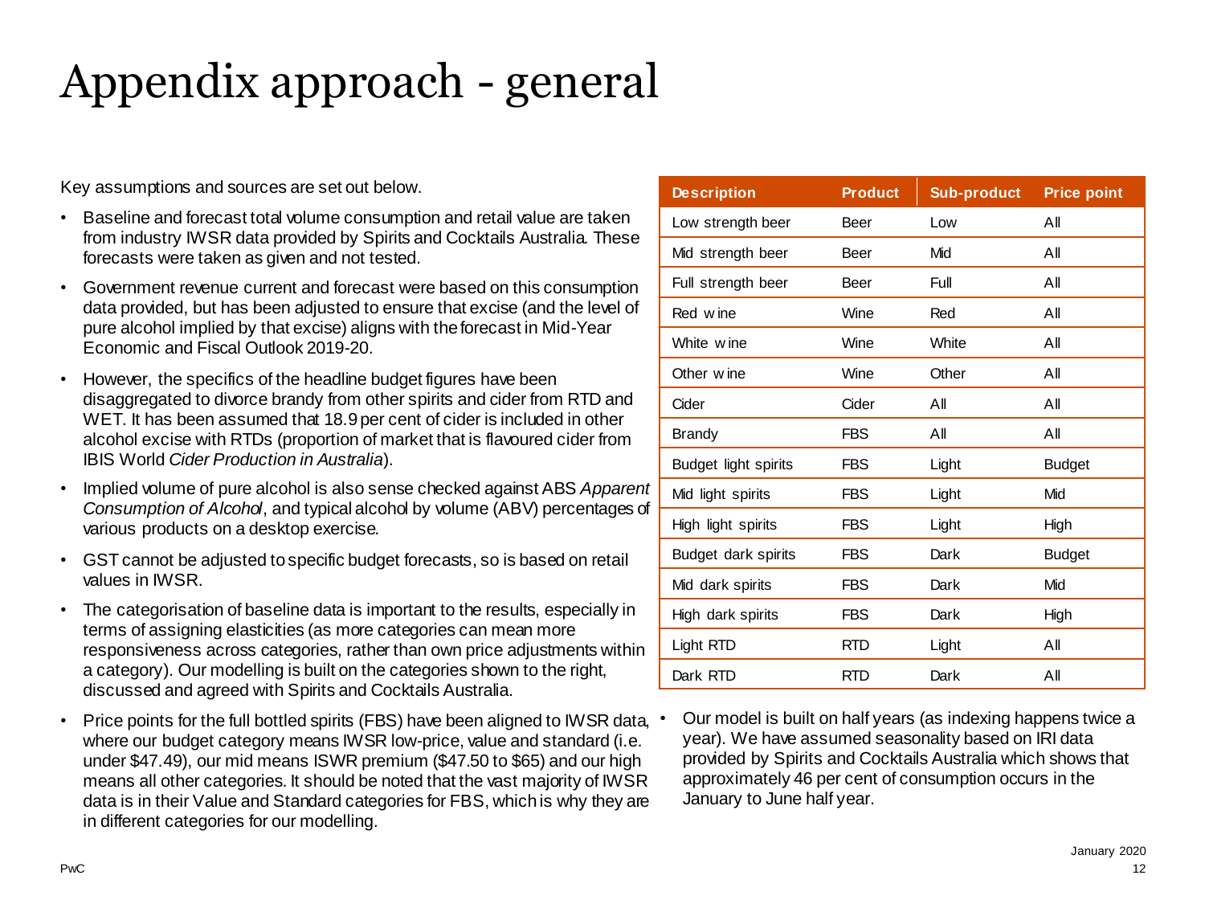# Appendix approach - general

Key assumptions and sources are set out below.

- Baseline and forecast total volume consumption and retail value are taken from industry IWSR data provided by Spirits and Cocktails Australia. These forecasts were taken as given and not tested.
- Government revenue current and forecast were based on this consumption data provided, but has been adjusted to ensure that excise (and the level of pure alcohol implied by that excise) aligns with the forecast in Mid-Year Economic and Fiscal Outlook 2019-20.
- However, the specifics of the headline budget figures have been disaggregated to divorce brandy from other spirits and cider from RTD and WET. It has been assumed that 18.9 per cent of cider is included in other alcohol excise with RTDs (proportion of market that is flavoured cider from IBIS World *Cider Production in Australia*).
- Implied volume of pure alcohol is also sense checked against ABS *Apparent Consumption of Alcohol*, and typical alcohol by volume (ABV) percentages of various products on a desktop exercise.
- GST cannot be adjusted to specific budget forecasts, so is based on retail values in IWSR.
- The categorisation of baseline data is important to the results, especially in terms of assigning elasticities (as more categories can mean more responsiveness across categories, rather than own price adjustments within a category). Our modelling is built on the categories shown to the right, discussed and agreed with Spirits and Cocktails Australia.
- Price points for the full bottled spirits (FBS) have been aligned to IWSR data, where our budget category means IWSR low-price, value and standard (i.e. under $47.49), our mid means ISWR premium ($47.50 to $65) and our high means all other categories. It should be noted that the vast majority of IWSR data is in their Value and Standard categories for FBS, which is why they are in different categories for our modelling.

| Description | Product | Sub-product | Price point |
|---|---|---|---|
| Low strength beer | Beer | Low | All |
| Mid strength beer | Beer | Mid | All |
| Full strength beer | Beer | Full | All |
| Red wine | Wine | Red | All |
| White wine | Wine | White | All |
| Other wine | Wine | Other | All |
| Cider | Cider | All | All |
| Brandy | FBS | All | All |
| Budget light spirits | FBS | Light | Budget |
| Mid light spirits | FBS | Light | Mid |
| High light spirits | FBS | Light | High |
| Budget dark spirits | FBS | Dark | Budget |
| Mid dark spirits | FBS | Dark | Mid |
| High dark spirits | FBS | Dark | High |
| Light RTD | RTD | Light | All |
| Dark RTD | RTD | Dark | All |

- Our model is built on half years (as indexing happens twice a year). We have assumed seasonality based on IRI data provided by Spirits and Cocktails Australia which shows that approximately 46 per cent of consumption occurs in the January to June half year.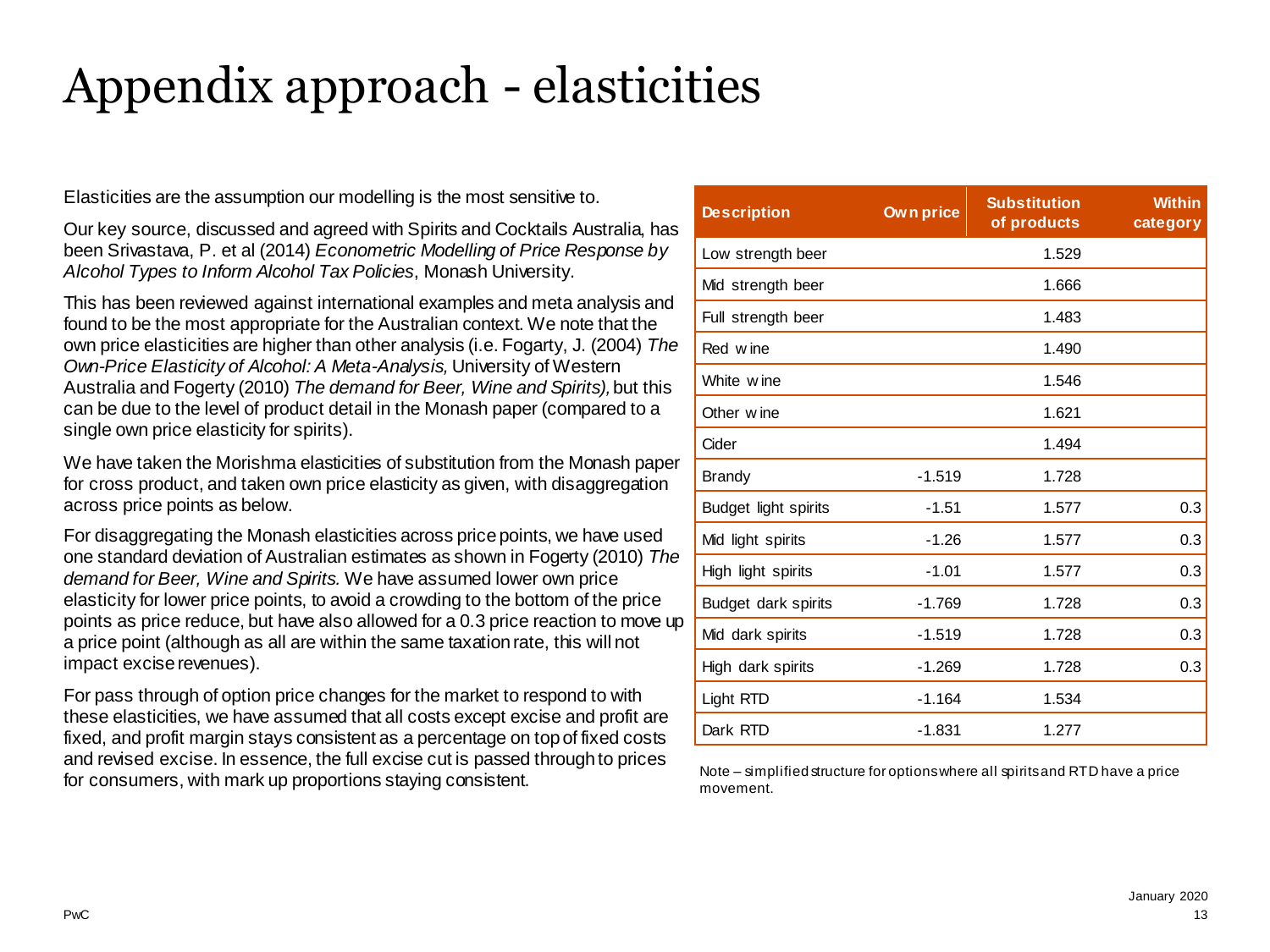# Appendix approach - elasticities

Elasticities are the assumption our modelling is the most sensitive to.

Our key source, discussed and agreed with Spirits and Cocktails Australia, has been Srivastava, P. et al (2014) *Econometric Modelling of Price Response by Alcohol Types to Inform Alcohol Tax Policies*, Monash University.

This has been reviewed against international examples and meta analysis and found to be the most appropriate for the Australian context. We note that the own price elasticities are higher than other analysis (i.e. Fogarty, J. (2004) *The Own-Price Elasticity of Alcohol: A Meta-Analysis,* University of Western Australia and Fogerty (2010) *The demand for Beer, Wine and Spirits),* but this can be due to the level of product detail in the Monash paper (compared to a single own price elasticity for spirits).

We have taken the Morishma elasticities of substitution from the Monash paper for cross product, and taken own price elasticity as given, with disaggregation across price points as below.

For disaggregating the Monash elasticities across price points, we have used one standard deviation of Australian estimates as shown in Fogerty (2010) *The demand for Beer, Wine and Spirits.* We have assumed lower own price elasticity for lower price points, to avoid a crowding to the bottom of the price points as price reduce, but have also allowed for a 0.3 price reaction to move up a price point (although as all are within the same taxation rate, this will not impact excise revenues).

For pass through of option price changes for the market to respond to with these elasticities, we have assumed that all costs except excise and profit are fixed, and profit margin stays consistent as a percentage on top of fixed costs and revised excise. In essence, the full excise cut is passed through to prices for consumers, with mark up proportions staying consistent.

| Description | Own price | Substitution of products | Within category |
|---|---|---|---|
| Low strength beer | | 1.529 | |
| Mid strength beer | | 1.666 | |
| Full strength beer | | 1.483 | |
| Red wine | | 1.490 | |
| White wine | | 1.546 | |
| Other wine | | 1.621 | |
| Cider | | 1.494 | |
| Brandy | -1.519 | 1.728 | |
| Budget light spirits | -1.51 | 1.577 | 0.3 |
| Mid light spirits | -1.26 | 1.577 | 0.3 |
| High light spirits | -1.01 | 1.577 | 0.3 |
| Budget dark spirits | -1.769 | 1.728 | 0.3 |
| Mid dark spirits | -1.519 | 1.728 | 0.3 |
| High dark spirits | -1.269 | 1.728 | 0.3 |
| Light RTD | -1.164 | 1.534 | |
| Dark RTD | -1.831 | 1.277 | |

Note – simplified structure for options where all spirits and RTD have a price movement.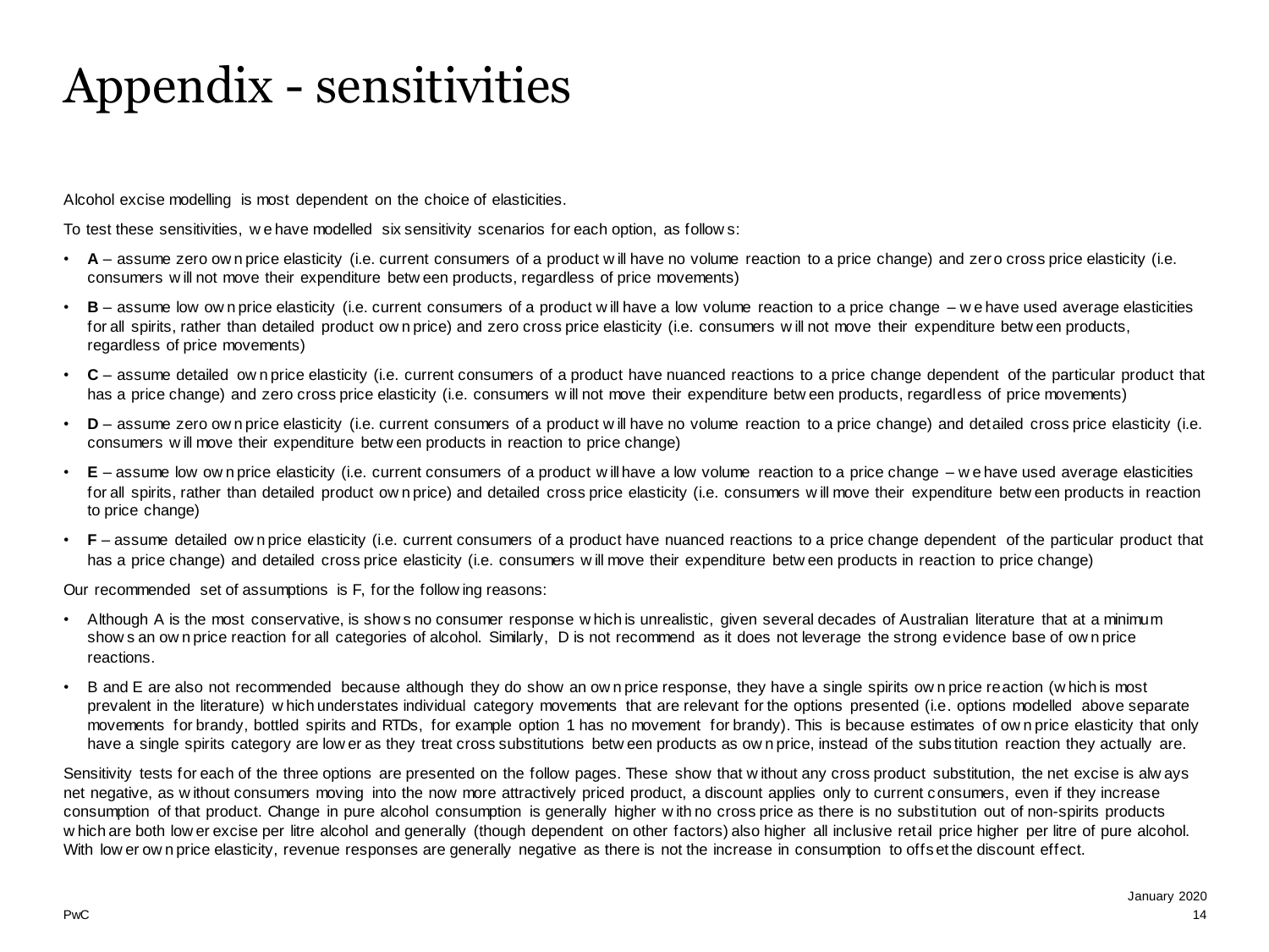# Appendix - sensitivities

Alcohol excise modelling is most dependent on the choice of elasticities.

To test these sensitivities, we have modelled six sensitivity scenarios for each option, as follows:

- **A** – assume zero own price elasticity (i.e. current consumers of a product will have no volume reaction to a price change) and zero cross price elasticity (i.e. consumers will not move their expenditure between products, regardless of price movements)
- **B** – assume low own price elasticity (i.e. current consumers of a product will have a low volume reaction to a price change – we have used average elasticities for all spirits, rather than detailed product own price) and zero cross price elasticity (i.e. consumers will not move their expenditure between products, regardless of price movements)
- **C** – assume detailed own price elasticity (i.e. current consumers of a product have nuanced reactions to a price change dependent of the particular product that has a price change) and zero cross price elasticity (i.e. consumers will not move their expenditure between products, regardless of price movements)
- **D** – assume zero own price elasticity (i.e. current consumers of a product will have no volume reaction to a price change) and detailed cross price elasticity (i.e. consumers will move their expenditure between products in reaction to price change)
- **E** – assume low own price elasticity (i.e. current consumers of a product will have a low volume reaction to a price change – we have used average elasticities for all spirits, rather than detailed product own price) and detailed cross price elasticity (i.e. consumers will move their expenditure between products in reaction to price change)
- **F** – assume detailed own price elasticity (i.e. current consumers of a product have nuanced reactions to a price change dependent of the particular product that has a price change) and detailed cross price elasticity (i.e. consumers will move their expenditure between products in reaction to price change)

Our recommended set of assumptions is F, for the following reasons:

- Although A is the most conservative, is shows no consumer response which is unrealistic, given several decades of Australian literature that at a minimum shows an own price reaction for all categories of alcohol. Similarly, D is not recommend as it does not leverage the strong evidence base of own price reactions.
- B and E are also not recommended because although they do show an own price response, they have a single spirits own price reaction (which is most prevalent in the literature) which understates individual category movements that are relevant for the options presented (i.e. options modelled above separate movements for brandy, bottled spirits and RTDs, for example option 1 has no movement for brandy). This is because estimates of own price elasticity that only have a single spirits category are lower as they treat cross substitutions between products as own price, instead of the substitution reaction they actually are.

Sensitivity tests for each of the three options are presented on the follow pages. These show that without any cross product substitution, the net excise is always net negative, as without consumers moving into the now more attractively priced product, a discount applies only to current consumers, even if they increase consumption of that product. Change in pure alcohol consumption is generally higher with no cross price as there is no substitution out of non-spirits products which are both lower excise per litre alcohol and generally (though dependent on other factors) also higher all inclusive retail price higher per litre of pure alcohol. With lower own price elasticity, revenue responses are generally negative as there is not the increase in consumption to offset the discount effect.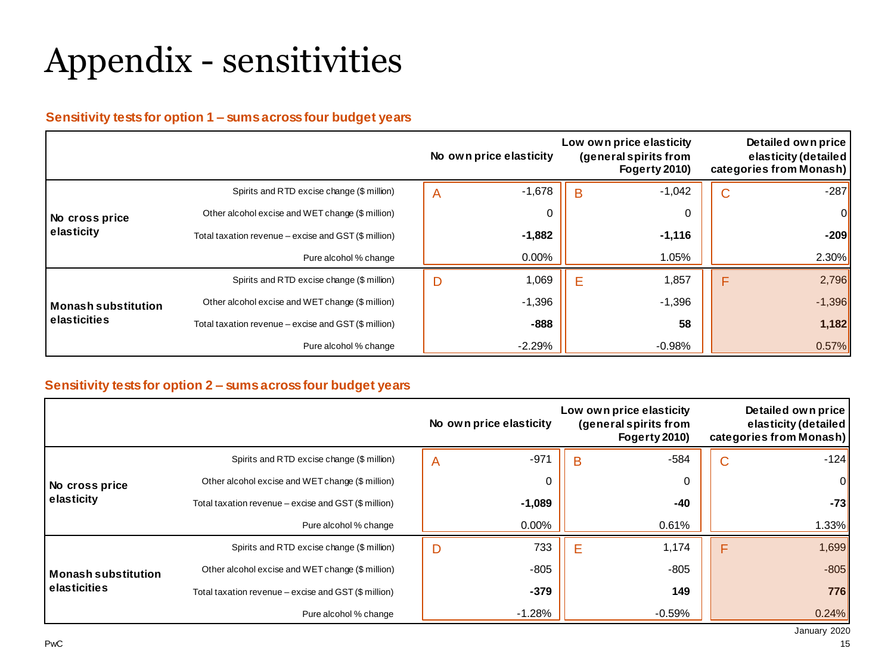# Appendix - sensitivities

**Sensitivity tests for option 1 – sums across four budget years**

| | | No own price elasticity | Low own price elasticity (general spirits from Fogerty 2010) | Detailed own price elasticity (detailed categories from Monash) |
|---|---|---|---|---|
| **No cross price elasticity** | Spirits and RTD excise change ($ million) | A -1,678 | B -1,042 | C -287 |
| | Other alcohol excise and WET change ($ million) | 0 | 0 | 0 |
| | Total taxation revenue – excise and GST ($ million) | **-1,882** | **-1,116** | **-209** |
| | Pure alcohol % change | 0.00% | 1.05% | 2.30% |
| **Monash substitution elasticities** | Spirits and RTD excise change ($ million) | D 1,069 | E 1,857 | F 2,796 |
| | Other alcohol excise and WET change ($ million) | -1,396 | -1,396 | -1,396 |
| | Total taxation revenue – excise and GST ($ million) | **-888** | **58** | **1,182** |
| | Pure alcohol % change | -2.29% | -0.98% | 0.57% |

**Sensitivity tests for option 2 – sums across four budget years**

| | | No own price elasticity | Low own price elasticity (general spirits from Fogerty 2010) | Detailed own price elasticity (detailed categories from Monash) |
|---|---|---|---|---|
| **No cross price elasticity** | Spirits and RTD excise change ($ million) | A -971 | B -584 | C -124 |
| | Other alcohol excise and WET change ($ million) | 0 | 0 | 0 |
| | Total taxation revenue – excise and GST ($ million) | **-1,089** | **-40** | **-73** |
| | Pure alcohol % change | 0.00% | 0.61% | 1.33% |
| **Monash substitution elasticities** | Spirits and RTD excise change ($ million) | D 733 | E 1,174 | F 1,699 |
| | Other alcohol excise and WET change ($ million) | -805 | -805 | -805 |
| | Total taxation revenue – excise and GST ($ million) | **-379** | **149** | **776** |
| | Pure alcohol % change | -1.28% | -0.59% | 0.24% |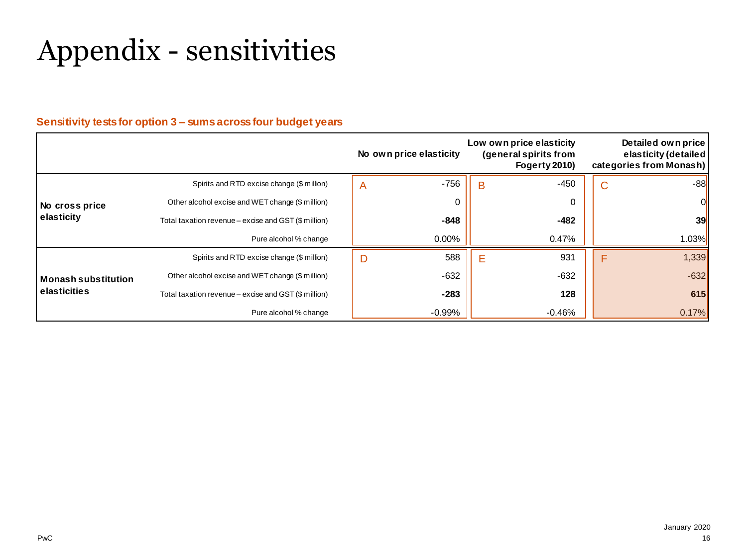# Appendix - sensitivities

**Sensitivity tests for option 3 – sums across four budget years**

| | | No own price elasticity | Low own price elasticity (general spirits from Fogerty 2010) | Detailed own price elasticity (detailed categories from Monash) |
|---|---|---|---|---|
| **No cross price elasticity** | Spirits and RTD excise change ($ million) | A -756 | B -450 | C -88 |
| | Other alcohol excise and WET change ($ million) | 0 | 0 | 0 |
| | Total taxation revenue – excise and GST ($ million) | **-848** | **-482** | **39** |
| | Pure alcohol % change | 0.00% | 0.47% | 1.03% |
| **Monash substitution elasticities** | Spirits and RTD excise change ($ million) | D 588 | E 931 | F 1,339 |
| | Other alcohol excise and WET change ($ million) | -632 | -632 | -632 |
| | Total taxation revenue – excise and GST ($ million) | **-283** | **128** | **615** |
| | Pure alcohol % change | -0.99% | -0.46% | 0.17% |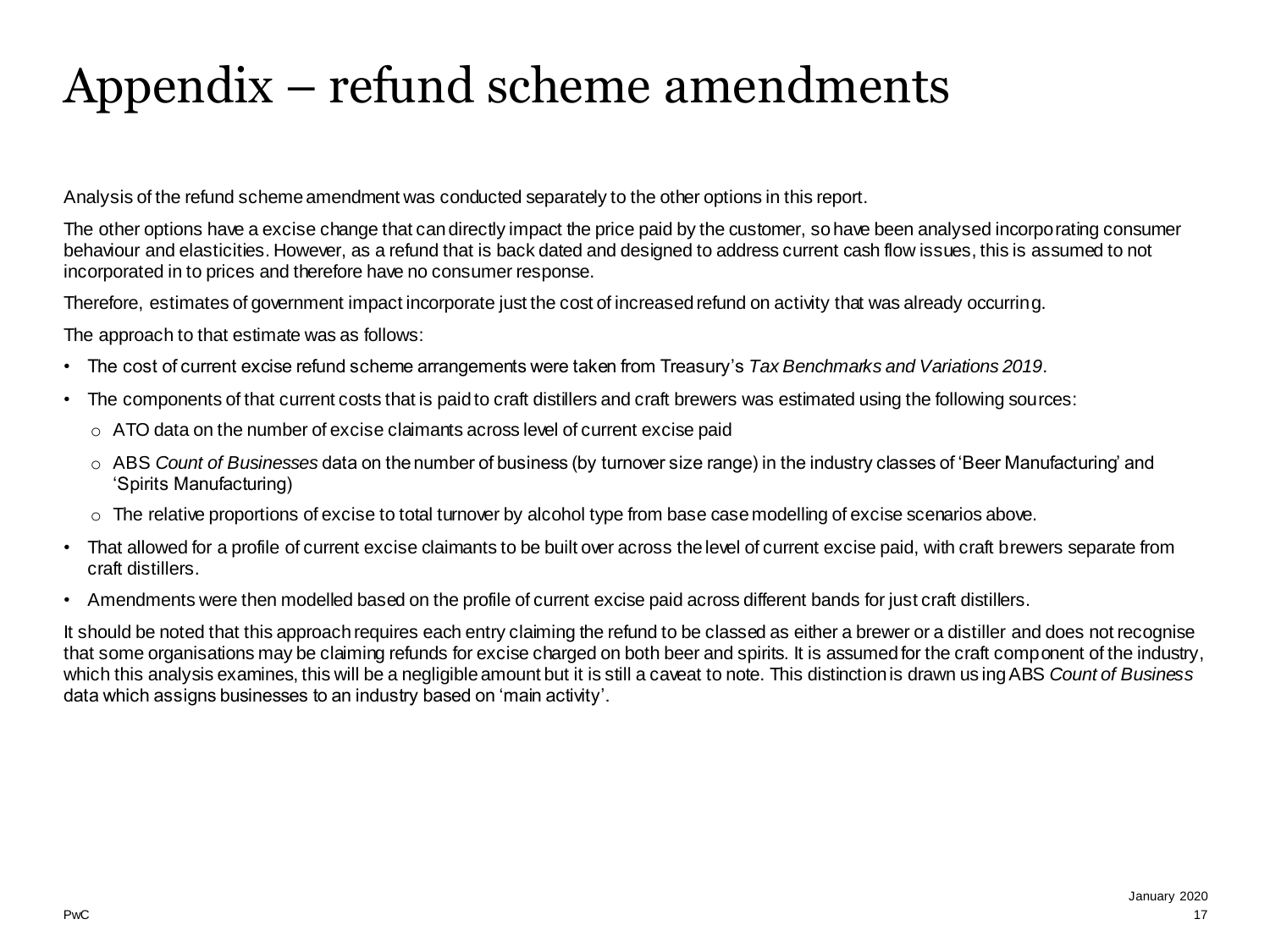# Appendix – refund scheme amendments

Analysis of the refund scheme amendment was conducted separately to the other options in this report.

The other options have a excise change that can directly impact the price paid by the customer, so have been analysed incorporating consumer behaviour and elasticities. However, as a refund that is back dated and designed to address current cash flow issues, this is assumed to not incorporated in to prices and therefore have no consumer response.

Therefore, estimates of government impact incorporate just the cost of increased refund on activity that was already occurring.

The approach to that estimate was as follows:

- The cost of current excise refund scheme arrangements were taken from Treasury's *Tax Benchmarks and Variations 2019*.
- The components of that current costs that is paid to craft distillers and craft brewers was estimated using the following sources:
  - ATO data on the number of excise claimants across level of current excise paid
  - ABS *Count of Businesses* data on the number of business (by turnover size range) in the industry classes of 'Beer Manufacturing' and 'Spirits Manufacturing)
  - The relative proportions of excise to total turnover by alcohol type from base case modelling of excise scenarios above.
- That allowed for a profile of current excise claimants to be built over across the level of current excise paid, with craft brewers separate from craft distillers.
- Amendments were then modelled based on the profile of current excise paid across different bands for just craft distillers.

It should be noted that this approach requires each entry claiming the refund to be classed as either a brewer or a distiller and does not recognise that some organisations may be claiming refunds for excise charged on both beer and spirits. It is assumed for the craft component of the industry, which this analysis examines, this will be a negligible amount but it is still a caveat to note. This distinction is drawn using ABS *Count of Business* data which assigns businesses to an industry based on 'main activity'.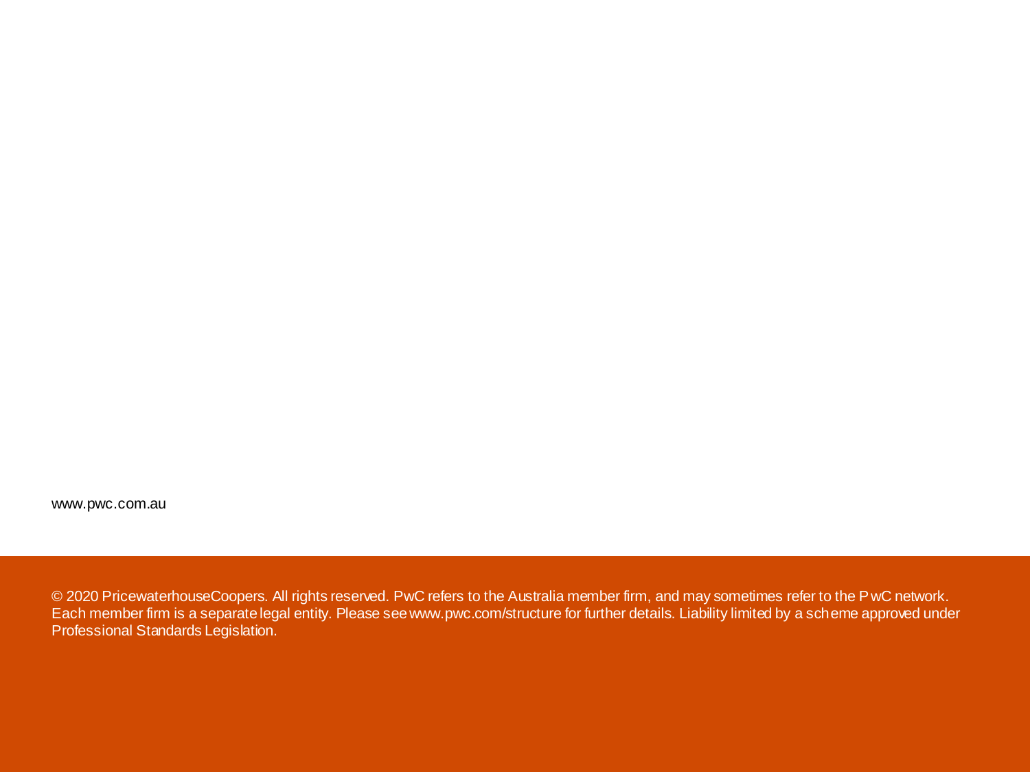www.pwc.com.au

© 2020 PricewaterhouseCoopers. All rights reserved. PwC refers to the Australia member firm, and may sometimes refer to the PwC network. Each member firm is a separate legal entity. Please see www.pwc.com/structure for further details. Liability limited by a scheme approved under Professional Standards Legislation.